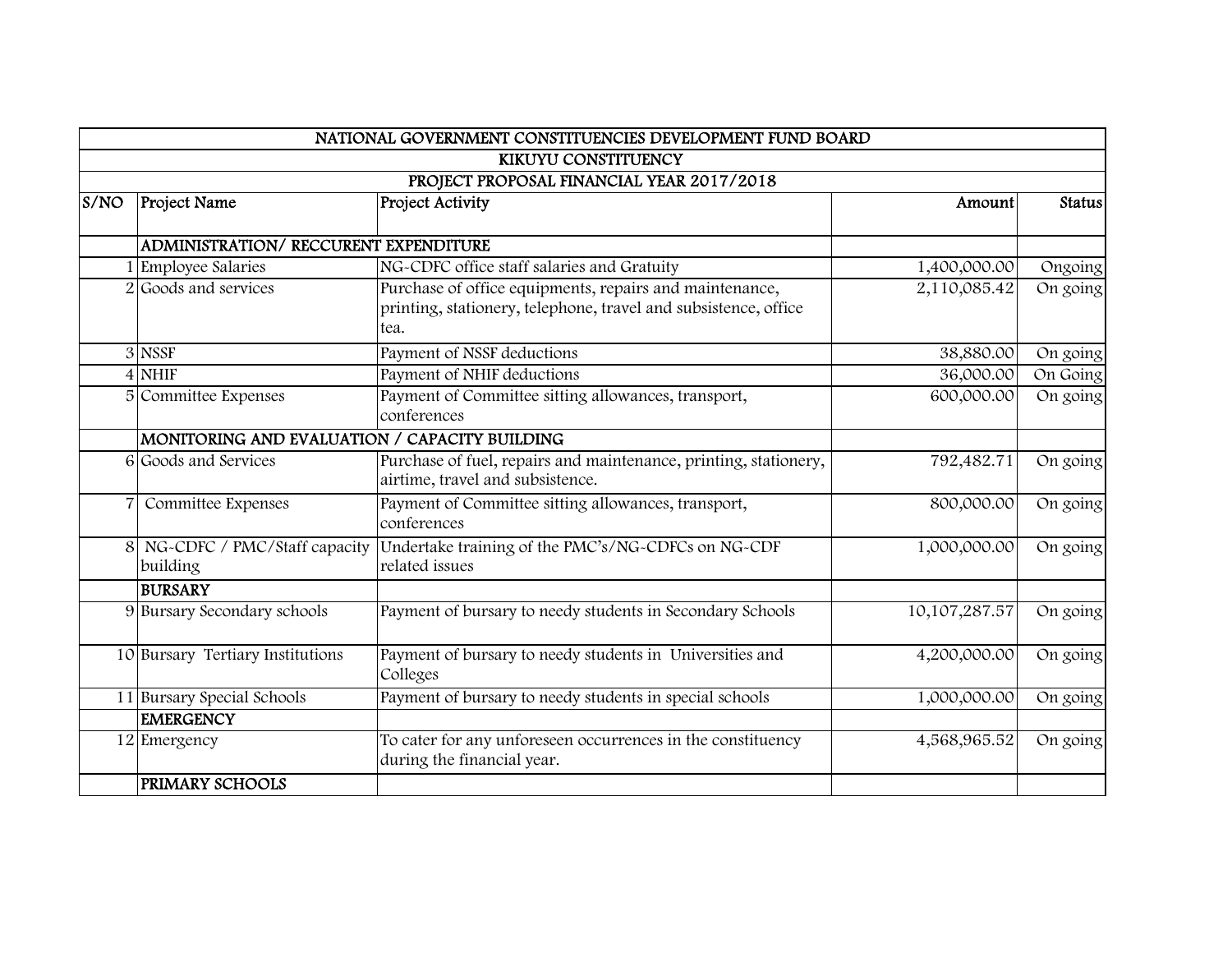| NATIONAL GOVERNMENT CONSTITUENCIES DEVELOPMENT FUND BOARD | | | | |
|---|---|---|---|---|
| KIKUYU CONSTITUENCY | | | | |
| PROJECT PROPOSAL FINANCIAL YEAR 2017/2018 | | | | |
| S/NO | Project Name | Project Activity | Amount | Status |
| | ADMINISTRATION/ RECCURENT EXPENDITURE | | | |
| 1 | Employee Salaries | NG-CDFC office staff salaries and Gratuity | 1,400,000.00 | Ongoing |
| 2 | Goods and services | Purchase of office equipments, repairs and maintenance, printing, stationery, telephone, travel and subsistence, office tea. | 2,110,085.42 | On going |
| 3 | NSSF | Payment of NSSF deductions | 38,880.00 | On going |
| 4 | NHIF | Payment of NHIF deductions | 36,000.00 | On Going |
| 5 | Committee Expenses | Payment of Committee sitting allowances, transport, conferences | 600,000.00 | On going |
| | MONITORING AND EVALUATION / CAPACITY BUILDING | | | |
| 6 | Goods and Services | Purchase of fuel, repairs and maintenance, printing, stationery, airtime, travel and subsistence. | 792,482.71 | On going |
| 7 | Committee Expenses | Payment of Committee sitting allowances, transport, conferences | 800,000.00 | On going |
| 8 | NG-CDFC / PMC/Staff capacity building | Undertake training of the PMC's/NG-CDFCs on NG-CDF related issues | 1,000,000.00 | On going |
| | BURSARY | | | |
| 9 | Bursary Secondary schools | Payment of bursary to needy students in Secondary Schools | 10,107,287.57 | On going |
| 10 | Bursary Tertiary Institutions | Payment of bursary to needy students in Universities and Colleges | 4,200,000.00 | On going |
| 11 | Bursary Special Schools | Payment of bursary to needy students in special schools | 1,000,000.00 | On going |
| | EMERGENCY | | | |
| 12 | Emergency | To cater for any unforeseen occurrences in the constituency during the financial year. | 4,568,965.52 | On going |
| | PRIMARY SCHOOLS | | | |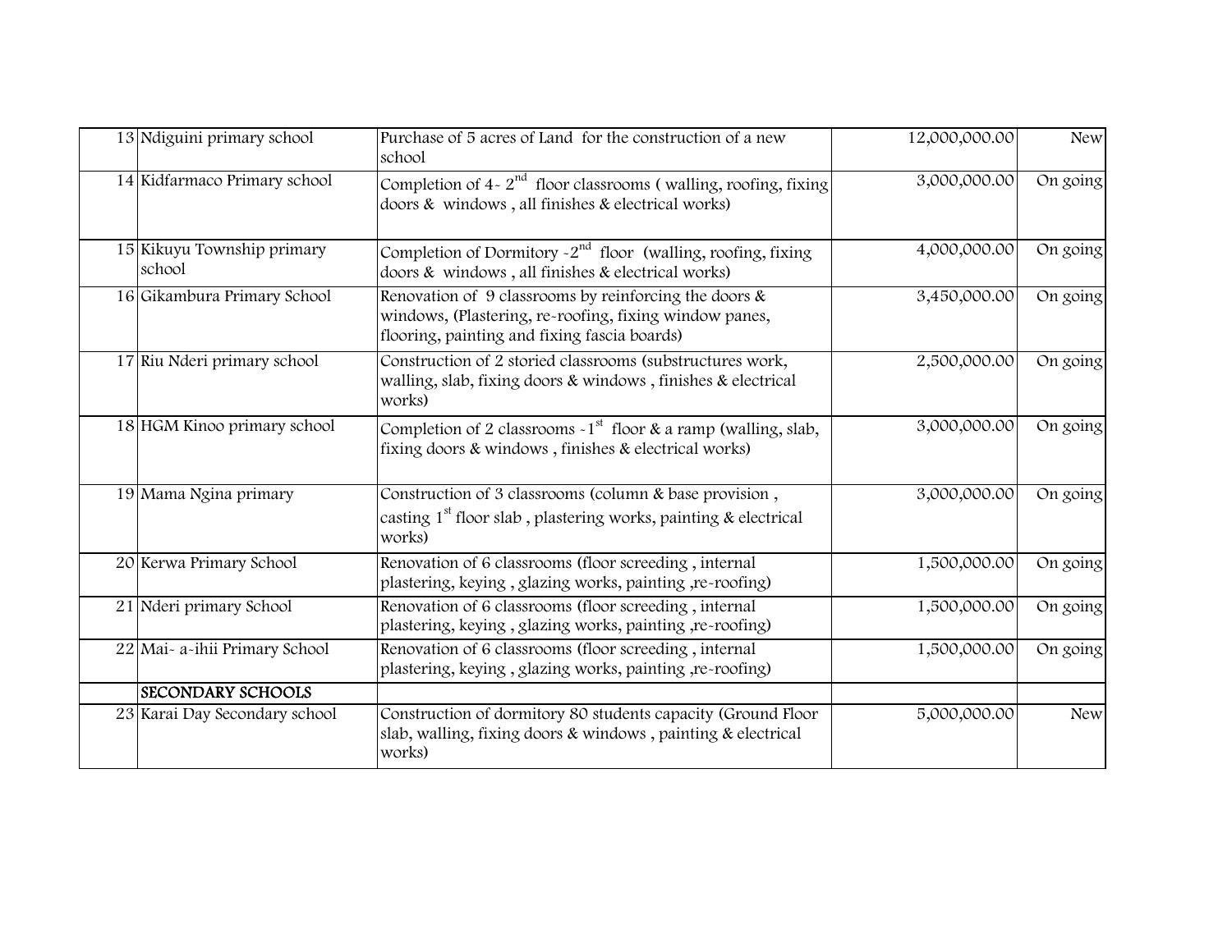| | | | | |
|---|---|---|---|---|
| 13 | Ndiguini primary school | Purchase of 5 acres of Land for the construction of a new school | 12,000,000.00 | New |
| 14 | Kidfarmaco Primary school | Completion of 4- 2$^{nd}$ floor classrooms ( walling, roofing, fixing doors & windows , all finishes & electrical works) | 3,000,000.00 | On going |
| 15 | Kikuyu Township primary school | Completion of Dormitory -2$^{nd}$ floor (walling, roofing, fixing doors & windows , all finishes & electrical works) | 4,000,000.00 | On going |
| 16 | Gikambura Primary School | Renovation of 9 classrooms by reinforcing the doors & windows, (Plastering, re-roofing, fixing window panes, flooring, painting and fixing fascia boards) | 3,450,000.00 | On going |
| 17 | Riu Nderi primary school | Construction of 2 storied classrooms (substructures work, walling, slab, fixing doors & windows , finishes & electrical works) | 2,500,000.00 | On going |
| 18 | HGM Kinoo primary school | Completion of 2 classrooms -1$^{st}$ floor & a ramp (walling, slab, fixing doors & windows , finishes & electrical works) | 3,000,000.00 | On going |
| 19 | Mama Ngina primary | Construction of 3 classrooms (column & base provision , casting 1$^{st}$ floor slab , plastering works, painting & electrical works) | 3,000,000.00 | On going |
| 20 | Kerwa Primary School | Renovation of 6 classrooms (floor screeding , internal plastering, keying , glazing works, painting ,re-roofing) | 1,500,000.00 | On going |
| 21 | Nderi primary School | Renovation of 6 classrooms (floor screeding , internal plastering, keying , glazing works, painting ,re-roofing) | 1,500,000.00 | On going |
| 22 | Mai- a-ihii Primary School | Renovation of 6 classrooms (floor screeding , internal plastering, keying , glazing works, painting ,re-roofing) | 1,500,000.00 | On going |
| | **SECONDARY SCHOOLS** | | | |
| 23 | Karai Day Secondary school | Construction of dormitory 80 students capacity (Ground Floor slab, walling, fixing doors & windows , painting & electrical works) | 5,000,000.00 | New |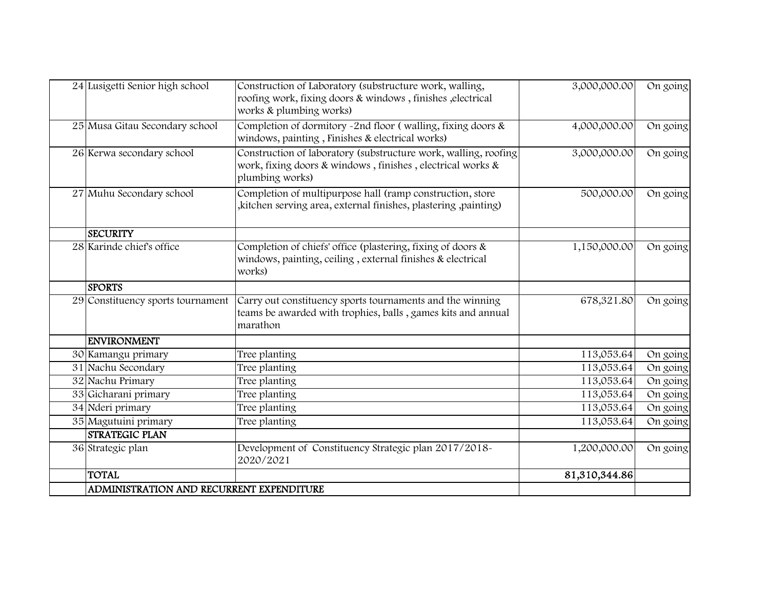| | | | | |
|---|---|---|---|---|
| 24 | Lusigetti Senior high school | Construction of Laboratory (substructure work, walling, roofing work, fixing doors & windows , finishes ,electrical works & plumbing works) | 3,000,000.00 | On going |
| 25 | Musa Gitau Secondary school | Completion of dormitory -2nd floor ( walling, fixing doors & windows, painting , Finishes & electrical works) | 4,000,000.00 | On going |
| 26 | Kerwa secondary school | Construction of laboratory (substructure work, walling, roofing work, fixing doors & windows , finishes , electrical works & plumbing works) | 3,000,000.00 | On going |
| 27 | Muhu Secondary school | Completion of multipurpose hall (ramp construction, store ,kitchen serving area, external finishes, plastering ,painting) | 500,000.00 | On going |
| | **SECURITY** | | | |
| 28 | Karinde chief's office | Completion of chiefs' office (plastering, fixing of doors & windows, painting, ceiling , external finishes & electrical works) | 1,150,000.00 | On going |
| | **SPORTS** | | | |
| 29 | Constituency sports tournament | Carry out constituency sports tournaments and the winning teams be awarded with trophies, balls , games kits and annual marathon | 678,321.80 | On going |
| | **ENVIRONMENT** | | | |
| 30 | Kamangu primary | Tree planting | 113,053.64 | On going |
| 31 | Nachu Secondary | Tree planting | 113,053.64 | On going |
| 32 | Nachu Primary | Tree planting | 113,053.64 | On going |
| 33 | Gicharani primary | Tree planting | 113,053.64 | On going |
| 34 | Nderi primary | Tree planting | 113,053.64 | On going |
| 35 | Magutuini primary | Tree planting | 113,053.64 | On going |
| | **STRATEGIC PLAN** | | | |
| 36 | Strategic plan | Development of Constituency Strategic plan 2017/2018-2020/2021 | 1,200,000.00 | On going |
| | **TOTAL** | | **81,310,344.86** | |
| | **ADMINISTRATION AND RECURRENT EXPENDITURE** | | | |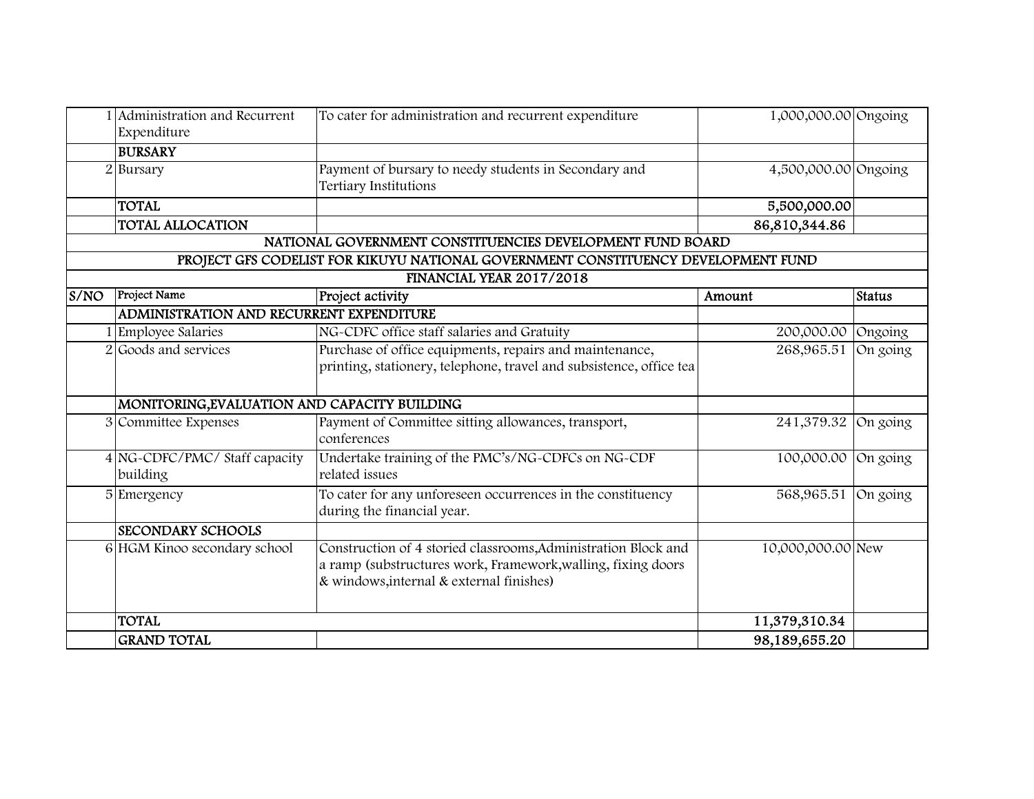| | | | | |
|---|---|---|---|---|
| 1 | Administration and Recurrent Expenditure | To cater for administration and recurrent expenditure | 1,000,000.00 | Ongoing |
| | **BURSARY** | | | |
| 2 | Bursary | Payment of bursary to needy students in Secondary and Tertiary Institutions | 4,500,000.00 | Ongoing |
| | **TOTAL** | | **5,500,000.00** | |
| | **TOTAL ALLOCATION** | | **86,810,344.86** | |

**NATIONAL GOVERNMENT CONSTITUENCIES DEVELOPMENT FUND BOARD**

**PROJECT GFS CODELIST FOR KIKUYU NATIONAL GOVERNMENT CONSTITUENCY DEVELOPMENT FUND**

**FINANCIAL YEAR 2017/2018**

| S/NO | Project Name | Project activity | Amount | Status |
|---|---|---|---|---|
| | **ADMINISTRATION AND RECURRENT EXPENDITURE** | | | |
| 1 | Employee Salaries | NG-CDFC office staff salaries and Gratuity | 200,000.00 | Ongoing |
| 2 | Goods and services | Purchase of office equipments, repairs and maintenance, printing, stationery, telephone, travel and subsistence, office tea | 268,965.51 | On going |
| | **MONITORING,EVALUATION AND CAPACITY BUILDING** | | | |
| 3 | Committee Expenses | Payment of Committee sitting allowances, transport, conferences | 241,379.32 | On going |
| 4 | NG-CDFC/PMC/ Staff capacity building | Undertake training of the PMC's/NG-CDFCs on NG-CDF related issues | 100,000.00 | On going |
| 5 | Emergency | To cater for any unforeseen occurrences in the constituency during the financial year. | 568,965.51 | On going |
| | **SECONDARY SCHOOLS** | | | |
| 6 | HGM Kinoo secondary school | Construction of 4 storied classrooms,Administration Block and a ramp (substructures work, Framework,walling, fixing doors & windows,internal & external finishes) | 10,000,000.00 | New |
| | **TOTAL** | | **11,379,310.34** | |
| | **GRAND TOTAL** | | **98,189,655.20** | |